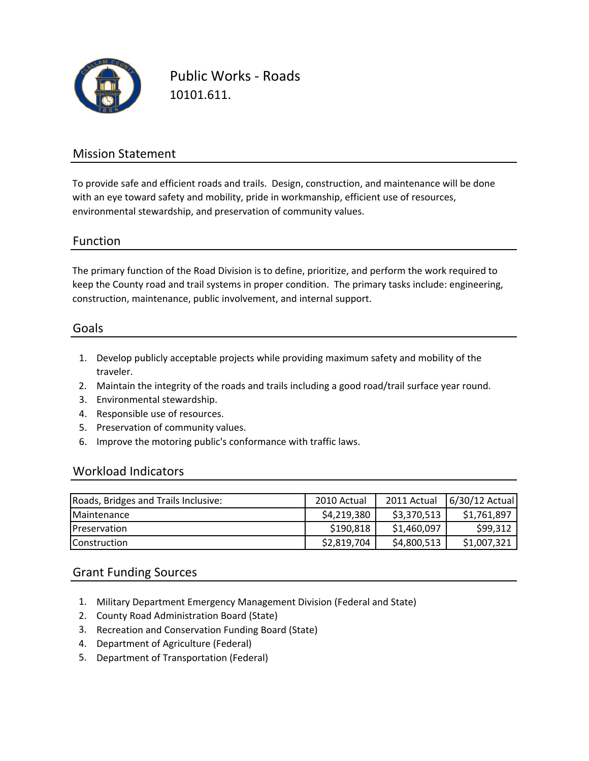# Public Works - Roads

10101.611.

## Mission Statement

To provide safe and efficient roads and trails. Design, construction, and maintenance will be done with an eye toward safety and mobility, pride in workmanship, efficient use of resources, environmental stewardship, and preservation of community values.

## Function

The primary function of the Road Division is to define, prioritize, and perform the work required to keep the County road and trail systems in proper condition. The primary tasks include: engineering, construction, maintenance, public involvement, and internal support.

## Goals

1. Develop publicly acceptable projects while providing maximum safety and mobility of the traveler.
2. Maintain the integrity of the roads and trails including a good road/trail surface year round.
3. Environmental stewardship.
4. Responsible use of resources.
5. Preservation of community values.
6. Improve the motoring public's conformance with traffic laws.

## Workload Indicators

| Roads, Bridges and Trails Inclusive: | 2010 Actual | 2011 Actual | 6/30/12 Actual |
|---|---|---|---|
| Maintenance | $4,219,380 | $3,370,513 | $1,761,897 |
| Preservation | $190,818 | $1,460,097 | $99,312 |
| Construction | $2,819,704 | $4,800,513 | $1,007,321 |

## Grant Funding Sources

1. Military Department Emergency Management Division (Federal and State)
2. County Road Administration Board (State)
3. Recreation and Conservation Funding Board (State)
4. Department of Agriculture (Federal)
5. Department of Transportation (Federal)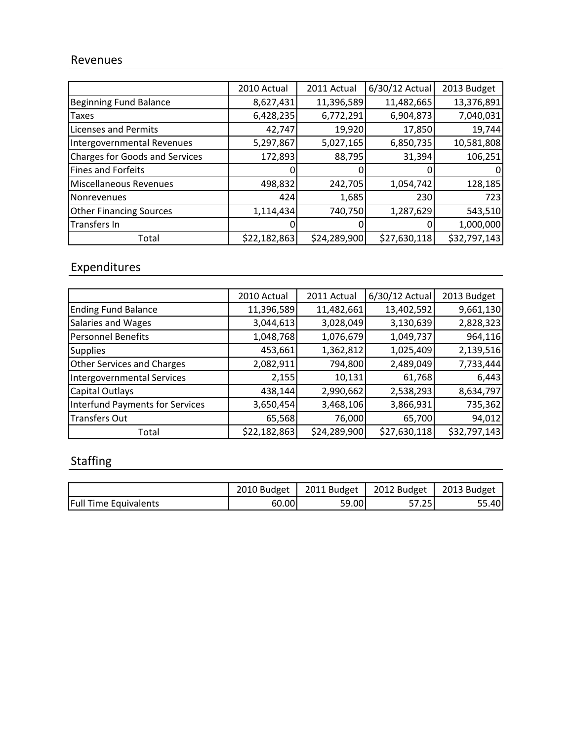## Revenues

| | 2010 Actual | 2011 Actual | 6/30/12 Actual | 2013 Budget |
|---|---|---|---|---|
| Beginning Fund Balance | 8,627,431 | 11,396,589 | 11,482,665 | 13,376,891 |
| Taxes | 6,428,235 | 6,772,291 | 6,904,873 | 7,040,031 |
| Licenses and Permits | 42,747 | 19,920 | 17,850 | 19,744 |
| Intergovernmental Revenues | 5,297,867 | 5,027,165 | 6,850,735 | 10,581,808 |
| Charges for Goods and Services | 172,893 | 88,795 | 31,394 | 106,251 |
| Fines and Forfeits | 0 | 0 | 0 | 0 |
| Miscellaneous Revenues | 498,832 | 242,705 | 1,054,742 | 128,185 |
| Nonrevenues | 424 | 1,685 | 230 | 723 |
| Other Financing Sources | 1,114,434 | 740,750 | 1,287,629 | 543,510 |
| Transfers In | 0 | 0 | 0 | 1,000,000 |
| Total | $22,182,863 | $24,289,900 | $27,630,118 | $32,797,143 |

## Expenditures

| | 2010 Actual | 2011 Actual | 6/30/12 Actual | 2013 Budget |
|---|---|---|---|---|
| Ending Fund Balance | 11,396,589 | 11,482,661 | 13,402,592 | 9,661,130 |
| Salaries and Wages | 3,044,613 | 3,028,049 | 3,130,639 | 2,828,323 |
| Personnel Benefits | 1,048,768 | 1,076,679 | 1,049,737 | 964,116 |
| Supplies | 453,661 | 1,362,812 | 1,025,409 | 2,139,516 |
| Other Services and Charges | 2,082,911 | 794,800 | 2,489,049 | 7,733,444 |
| Intergovernmental Services | 2,155 | 10,131 | 61,768 | 6,443 |
| Capital Outlays | 438,144 | 2,990,662 | 2,538,293 | 8,634,797 |
| Interfund Payments for Services | 3,650,454 | 3,468,106 | 3,866,931 | 735,362 |
| Transfers Out | 65,568 | 76,000 | 65,700 | 94,012 |
| Total | $22,182,863 | $24,289,900 | $27,630,118 | $32,797,143 |

## Staffing

| | 2010 Budget | 2011 Budget | 2012 Budget | 2013 Budget |
|---|---|---|---|---|
| Full Time Equivalents | 60.00 | 59.00 | 57.25 | 55.40 |